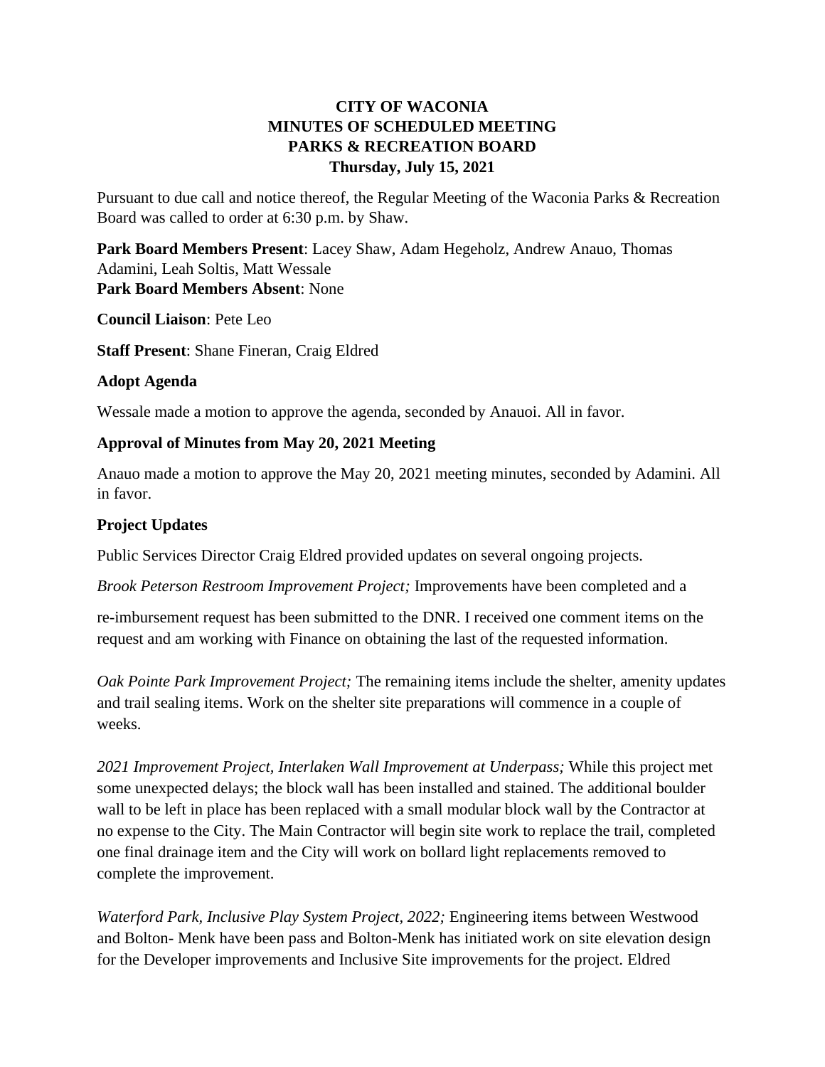# CITY OF WACONIA
## MINUTES OF SCHEDULED MEETING
## PARKS & RECREATION BOARD
### Thursday, July 15, 2021

Pursuant to due call and notice thereof, the Regular Meeting of the Waconia Parks & Recreation Board was called to order at 6:30 p.m. by Shaw.

**Park Board Members Present**: Lacey Shaw, Adam Hegeholz, Andrew Anauo, Thomas Adamini, Leah Soltis, Matt Wessale
**Park Board Members Absent**: None

**Council Liaison**: Pete Leo

**Staff Present**: Shane Fineran, Craig Eldred

**Adopt Agenda**

Wessale made a motion to approve the agenda, seconded by Anauoi. All in favor.

**Approval of Minutes from May 20, 2021 Meeting**

Anauo made a motion to approve the May 20, 2021 meeting minutes, seconded by Adamini. All in favor.

**Project Updates**

Public Services Director Craig Eldred provided updates on several ongoing projects.

*Brook Peterson Restroom Improvement Project;* Improvements have been completed and a

re-imbursement request has been submitted to the DNR. I received one comment items on the request and am working with Finance on obtaining the last of the requested information.

*Oak Pointe Park Improvement Project;* The remaining items include the shelter, amenity updates and trail sealing items. Work on the shelter site preparations will commence in a couple of weeks.

*2021 Improvement Project, Interlaken Wall Improvement at Underpass;* While this project met some unexpected delays; the block wall has been installed and stained. The additional boulder wall to be left in place has been replaced with a small modular block wall by the Contractor at no expense to the City. The Main Contractor will begin site work to replace the trail, completed one final drainage item and the City will work on bollard light replacements removed to complete the improvement.

*Waterford Park, Inclusive Play System Project, 2022;* Engineering items between Westwood and Bolton- Menk have been pass and Bolton-Menk has initiated work on site elevation design for the Developer improvements and Inclusive Site improvements for the project. Eldred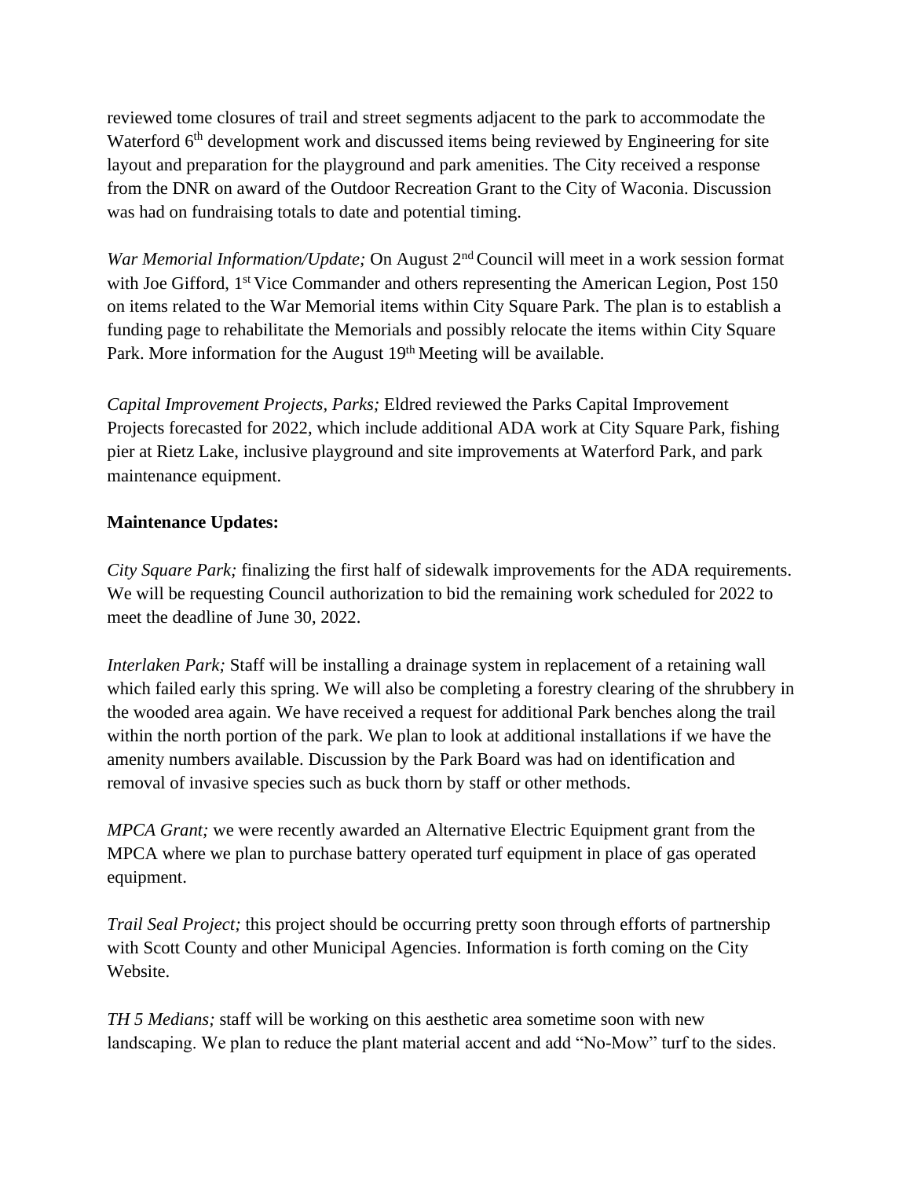reviewed tome closures of trail and street segments adjacent to the park to accommodate the Waterford 6th development work and discussed items being reviewed by Engineering for site layout and preparation for the playground and park amenities. The City received a response from the DNR on award of the Outdoor Recreation Grant to the City of Waconia. Discussion was had on fundraising totals to date and potential timing.

*War Memorial Information/Update;* On August 2nd Council will meet in a work session format with Joe Gifford, 1st Vice Commander and others representing the American Legion, Post 150 on items related to the War Memorial items within City Square Park. The plan is to establish a funding page to rehabilitate the Memorials and possibly relocate the items within City Square Park. More information for the August 19th Meeting will be available.

*Capital Improvement Projects, Parks;* Eldred reviewed the Parks Capital Improvement Projects forecasted for 2022, which include additional ADA work at City Square Park, fishing pier at Rietz Lake, inclusive playground and site improvements at Waterford Park, and park maintenance equipment.

**Maintenance Updates:**

*City Square Park;* finalizing the first half of sidewalk improvements for the ADA requirements. We will be requesting Council authorization to bid the remaining work scheduled for 2022 to meet the deadline of June 30, 2022.

*Interlaken Park;* Staff will be installing a drainage system in replacement of a retaining wall which failed early this spring. We will also be completing a forestry clearing of the shrubbery in the wooded area again. We have received a request for additional Park benches along the trail within the north portion of the park. We plan to look at additional installations if we have the amenity numbers available. Discussion by the Park Board was had on identification and removal of invasive species such as buck thorn by staff or other methods.

*MPCA Grant;* we were recently awarded an Alternative Electric Equipment grant from the MPCA where we plan to purchase battery operated turf equipment in place of gas operated equipment.

*Trail Seal Project;* this project should be occurring pretty soon through efforts of partnership with Scott County and other Municipal Agencies. Information is forth coming on the City Website.

*TH 5 Medians;* staff will be working on this aesthetic area sometime soon with new landscaping. We plan to reduce the plant material accent and add "No-Mow" turf to the sides.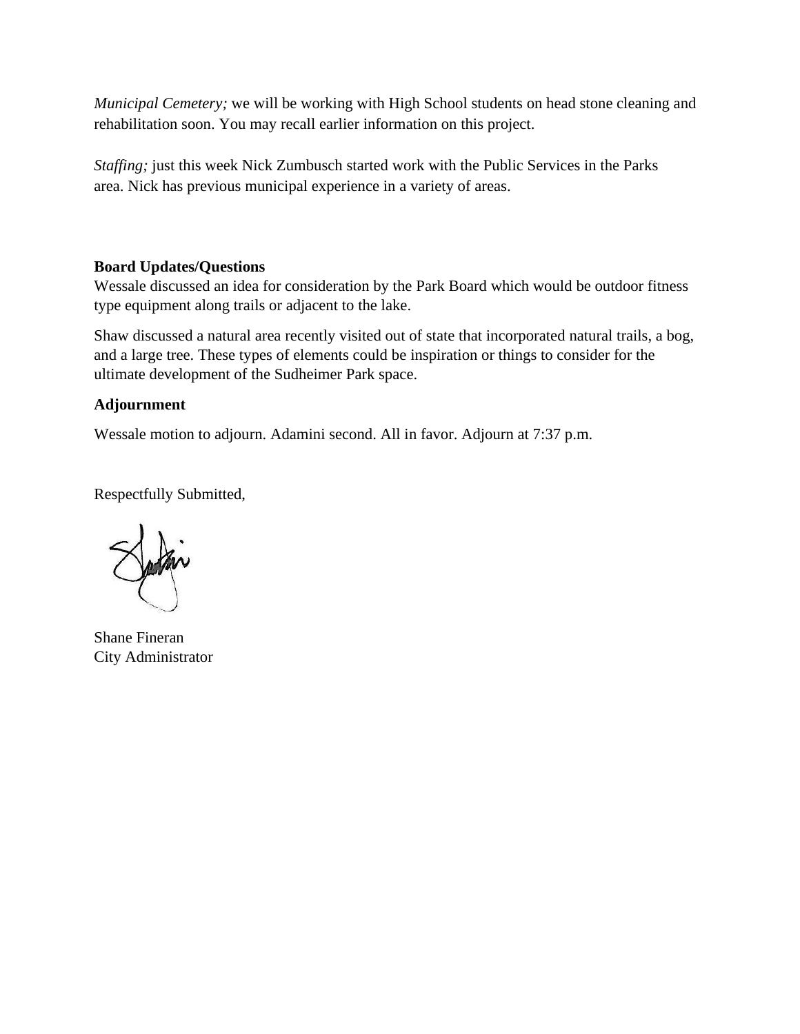*Municipal Cemetery;* we will be working with High School students on head stone cleaning and rehabilitation soon. You may recall earlier information on this project.

*Staffing;* just this week Nick Zumbusch started work with the Public Services in the Parks area. Nick has previous municipal experience in a variety of areas.

**Board Updates/Questions**

Wessale discussed an idea for consideration by the Park Board which would be outdoor fitness type equipment along trails or adjacent to the lake.

Shaw discussed a natural area recently visited out of state that incorporated natural trails, a bog, and a large tree. These types of elements could be inspiration or things to consider for the ultimate development of the Sudheimer Park space.

**Adjournment**

Wessale motion to adjourn. Adamini second. All in favor. Adjourn at 7:37 p.m.

Respectfully Submitted,

Shane Fineran
City Administrator